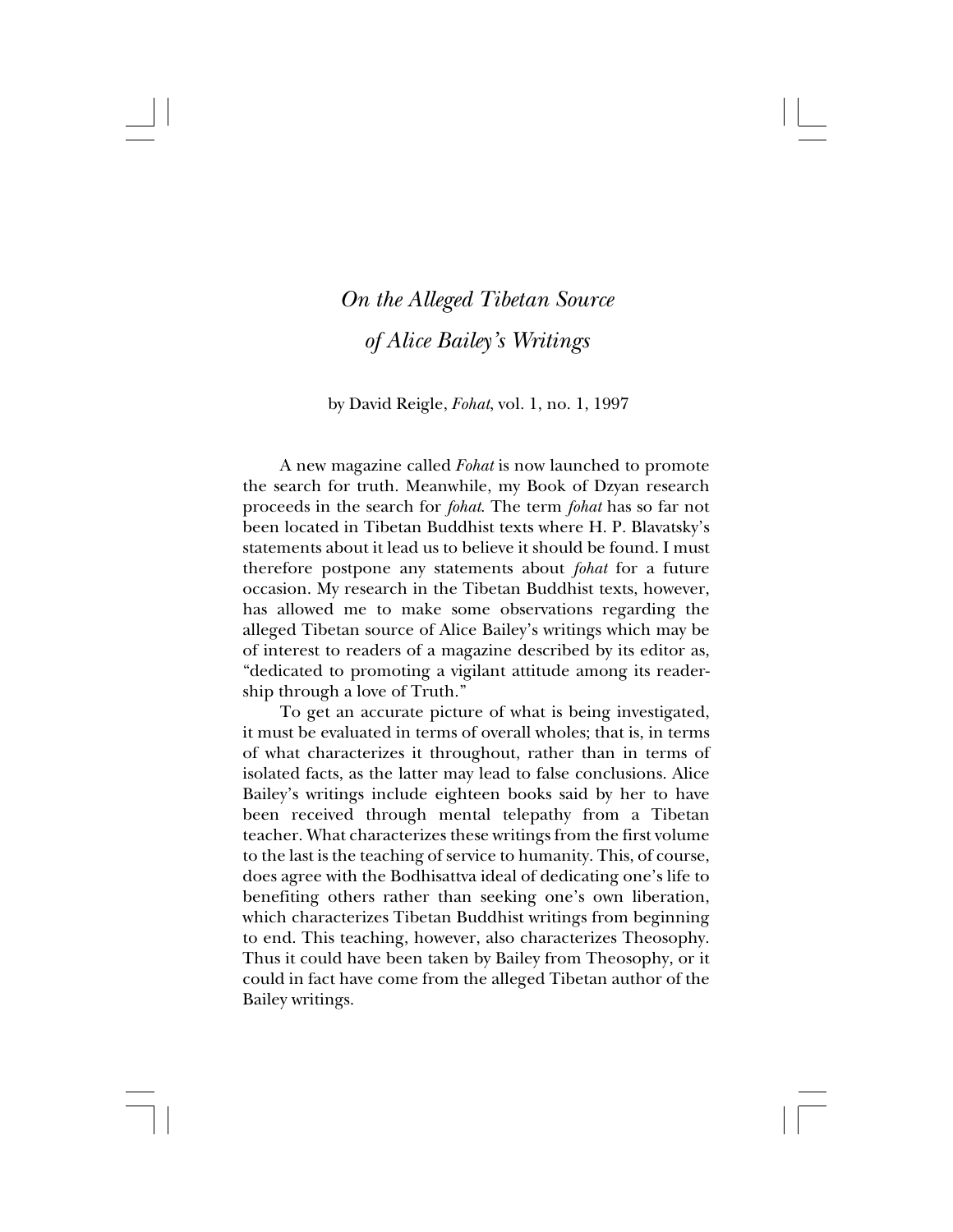# *On the Alleged Tibetan Source of Alice Bailey's Writings*

by David Reigle, *Fohat*, vol. 1, no. 1, 1997

A new magazine called *Fohat* is now launched to promote the search for truth. Meanwhile, my Book of Dzyan research proceeds in the search for *fohat*. The term *fohat* has so far not been located in Tibetan Buddhist texts where H. P. Blavatsky's statements about it lead us to believe it should be found. I must therefore postpone any statements about *fohat* for a future occasion. My research in the Tibetan Buddhist texts, however, has allowed me to make some observations regarding the alleged Tibetan source of Alice Bailey's writings which may be of interest to readers of a magazine described by its editor as, "dedicated to promoting a vigilant attitude among its readership through a love of Truth."

To get an accurate picture of what is being investigated, it must be evaluated in terms of overall wholes; that is, in terms of what characterizes it throughout, rather than in terms of isolated facts, as the latter may lead to false conclusions. Alice Bailey's writings include eighteen books said by her to have been received through mental telepathy from a Tibetan teacher. What characterizes these writings from the first volume to the last is the teaching of service to humanity. This, of course, does agree with the Bodhisattva ideal of dedicating one's life to benefiting others rather than seeking one's own liberation, which characterizes Tibetan Buddhist writings from beginning to end. This teaching, however, also characterizes Theosophy. Thus it could have been taken by Bailey from Theosophy, or it could in fact have come from the alleged Tibetan author of the Bailey writings.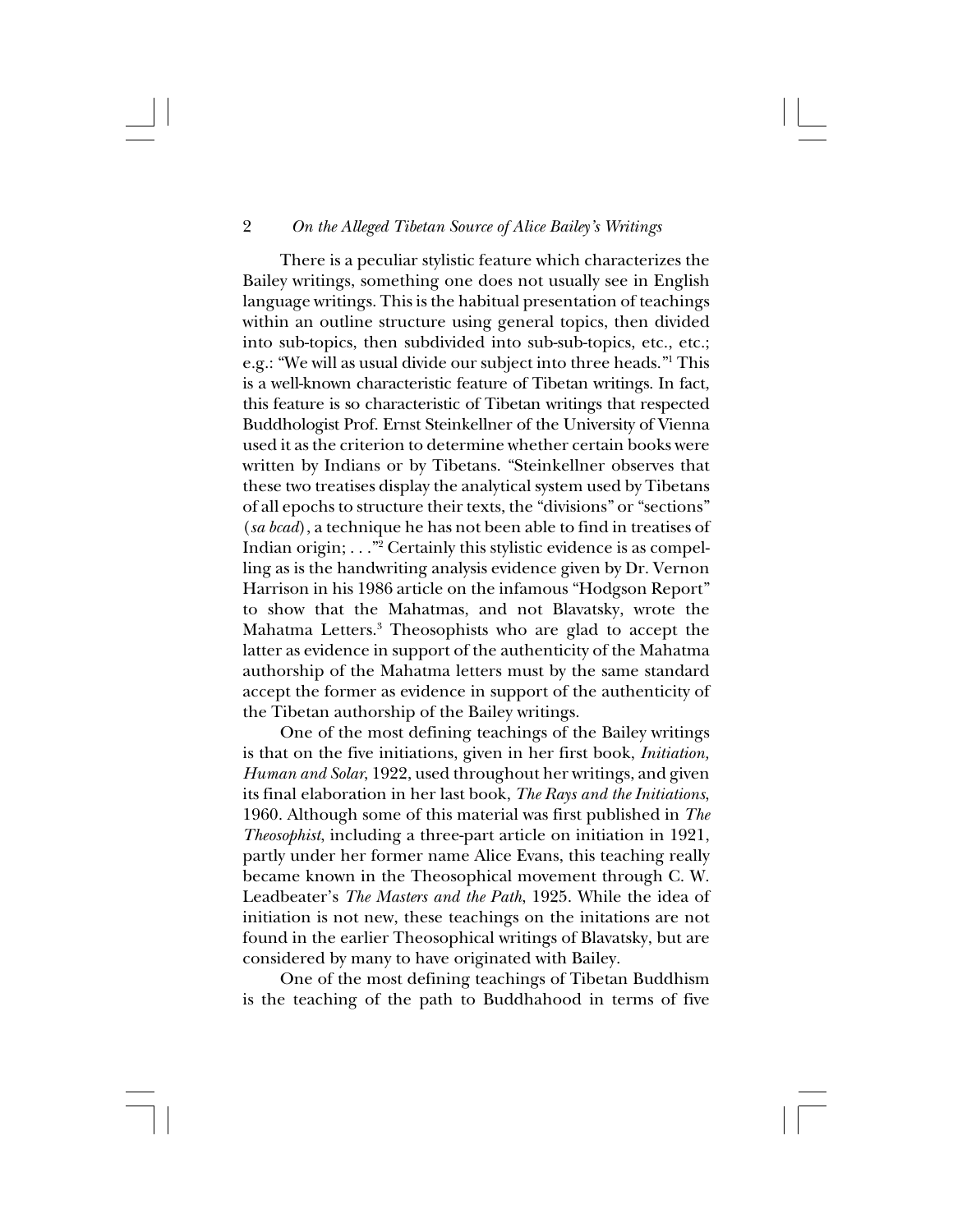There is a peculiar stylistic feature which characterizes the Bailey writings, something one does not usually see in English language writings. This is the habitual presentation of teachings within an outline structure using general topics, then divided into sub-topics, then subdivided into sub-sub-topics, etc., etc.; e.g.: "We will as usual divide our subject into three heads."[1] This is a well-known characteristic feature of Tibetan writings. In fact, this feature is so characteristic of Tibetan writings that respected Buddhologist Prof. Ernst Steinkellner of the University of Vienna used it as the criterion to determine whether certain books were written by Indians or by Tibetans. "Steinkellner observes that these two treatises display the analytical system used by Tibetans of all epochs to structure their texts, the "divisions" or "sections" (*sa bcad*), a technique he has not been able to find in treatises of Indian origin; . . ."[2] Certainly this stylistic evidence is as compelling as is the handwriting analysis evidence given by Dr. Vernon Harrison in his 1986 article on the infamous "Hodgson Report" to show that the Mahatmas, and not Blavatsky, wrote the Mahatma Letters.[3] Theosophists who are glad to accept the latter as evidence in support of the authenticity of the Mahatma authorship of the Mahatma letters must by the same standard accept the former as evidence in support of the authenticity of the Tibetan authorship of the Bailey writings.

One of the most defining teachings of the Bailey writings is that on the five initiations, given in her first book, *Initiation, Human and Solar*, 1922, used throughout her writings, and given its final elaboration in her last book, *The Rays and the Initiations*, 1960. Although some of this material was first published in *The Theosophist*, including a three-part article on initiation in 1921, partly under her former name Alice Evans, this teaching really became known in the Theosophical movement through C. W. Leadbeater's *The Masters and the Path*, 1925. While the idea of initiation is not new, these teachings on the initations are not found in the earlier Theosophical writings of Blavatsky, but are considered by many to have originated with Bailey.

One of the most defining teachings of Tibetan Buddhism is the teaching of the path to Buddhahood in terms of five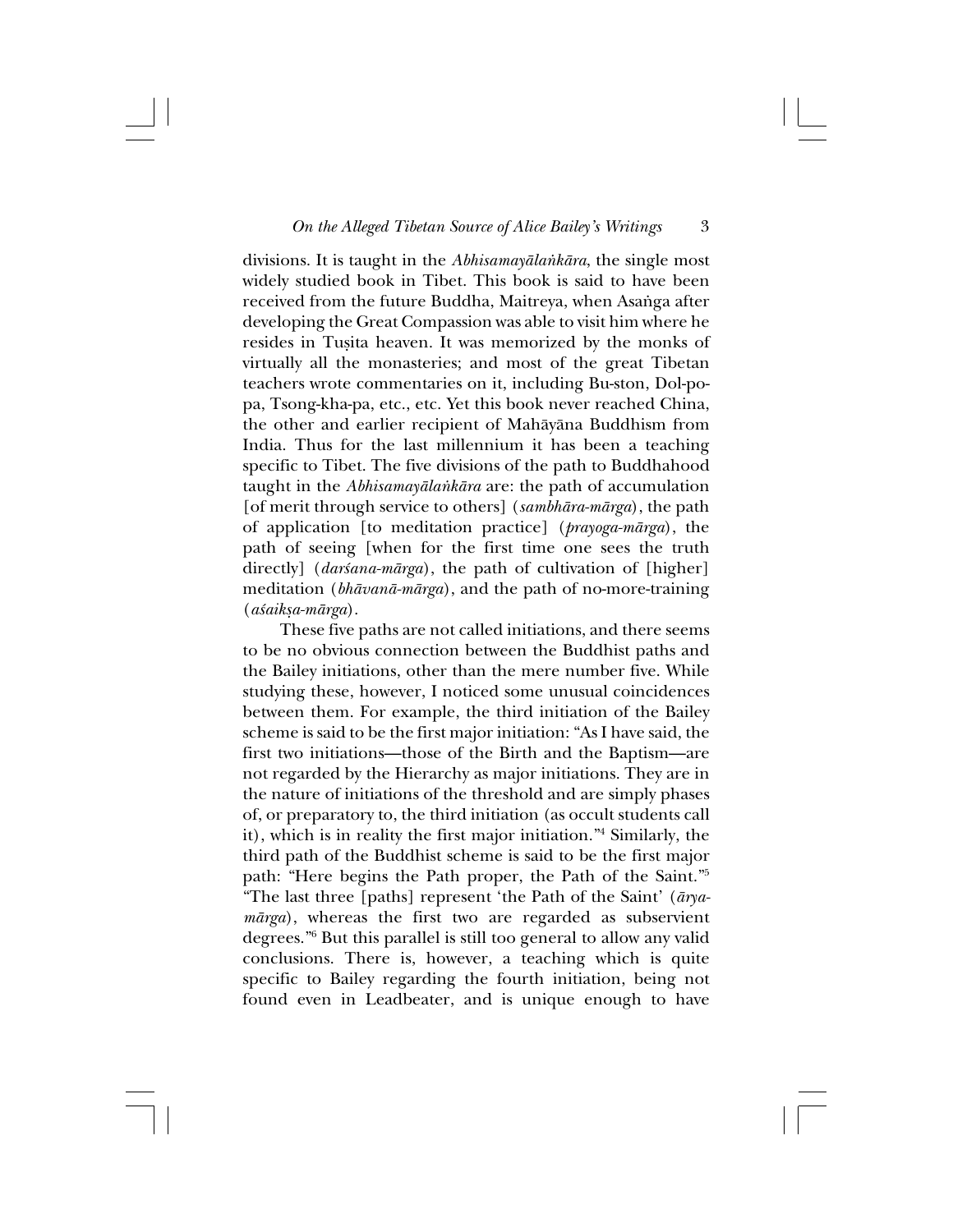divisions. It is taught in the *Abhisamayālaṅkāra*, the single most widely studied book in Tibet. This book is said to have been received from the future Buddha, Maitreya, when Asaṅga after developing the Great Compassion was able to visit him where he resides in Tuṣita heaven. It was memorized by the monks of virtually all the monasteries; and most of the great Tibetan teachers wrote commentaries on it, including Bu-ston, Dol-po-pa, Tsong-kha-pa, etc., etc. Yet this book never reached China, the other and earlier recipient of Mahāyāna Buddhism from India. Thus for the last millennium it has been a teaching specific to Tibet. The five divisions of the path to Buddhahood taught in the *Abhisamayālaṅkāra* are: the path of accumulation [of merit through service to others] (*sambhāra-mārga*), the path of application [to meditation practice] (*prayoga-mārga*), the path of seeing [when for the first time one sees the truth directly] (*darśana-mārga*), the path of cultivation of [higher] meditation (*bhāvanā-mārga*), and the path of no-more-training (*aśaikṣa-mārga*).

These five paths are not called initiations, and there seems to be no obvious connection between the Buddhist paths and the Bailey initiations, other than the mere number five. While studying these, however, I noticed some unusual coincidences between them. For example, the third initiation of the Bailey scheme is said to be the first major initiation: "As I have said, the first two initiations—those of the Birth and the Baptism—are not regarded by the Hierarchy as major initiations. They are in the nature of initiations of the threshold and are simply phases of, or preparatory to, the third initiation (as occult students call it), which is in reality the first major initiation."[4] Similarly, the third path of the Buddhist scheme is said to be the first major path: "Here begins the Path proper, the Path of the Saint."[5] "The last three [paths] represent 'the Path of the Saint' (*ārya-mārga*), whereas the first two are regarded as subservient degrees."[6] But this parallel is still too general to allow any valid conclusions. There is, however, a teaching which is quite specific to Bailey regarding the fourth initiation, being not found even in Leadbeater, and is unique enough to have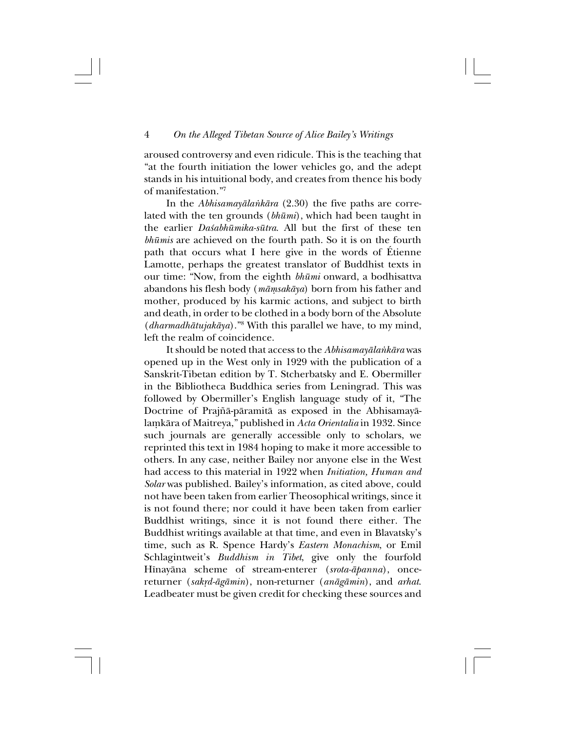aroused controversy and even ridicule. This is the teaching that "at the fourth initiation the lower vehicles go, and the adept stands in his intuitional body, and creates from thence his body of manifestation."[7]

In the *Abhisamayālaṅkāra* (2.30) the five paths are correlated with the ten grounds (*bhūmi*), which had been taught in the earlier *Daśabhūmika-sūtra*. All but the first of these ten *bhūmis* are achieved on the fourth path. So it is on the fourth path that occurs what I here give in the words of Étienne Lamotte, perhaps the greatest translator of Buddhist texts in our time: "Now, from the eighth *bhūmi* onward, a bodhisattva abandons his flesh body (*māṃsakāya*) born from his father and mother, produced by his karmic actions, and subject to birth and death, in order to be clothed in a body born of the Absolute (*dharmadhātujakāya*)."[8] With this parallel we have, to my mind, left the realm of coincidence.

It should be noted that access to the *Abhisamayālaṅkāra* was opened up in the West only in 1929 with the publication of a Sanskrit-Tibetan edition by T. Stcherbatsky and E. Obermiller in the Bibliotheca Buddhica series from Leningrad. This was followed by Obermiller's English language study of it, "The Doctrine of Prajñā-pāramitā as exposed in the Abhisamayālaṃkāra of Maitreya," published in *Acta Orientalia* in 1932. Since such journals are generally accessible only to scholars, we reprinted this text in 1984 hoping to make it more accessible to others. In any case, neither Bailey nor anyone else in the West had access to this material in 1922 when *Initiation, Human and Solar* was published. Bailey's information, as cited above, could not have been taken from earlier Theosophical writings, since it is not found there; nor could it have been taken from earlier Buddhist writings, since it is not found there either. The Buddhist writings available at that time, and even in Blavatsky's time, such as R. Spence Hardy's *Eastern Monachism*, or Emil Schlagintweit's *Buddhism in Tibet*, give only the fourfold Hīnayāna scheme of stream-enterer (*srota-āpanna*), once-returner (*sakṛd-āgāmin*), non-returner (*anāgāmin*), and *arhat*. Leadbeater must be given credit for checking these sources and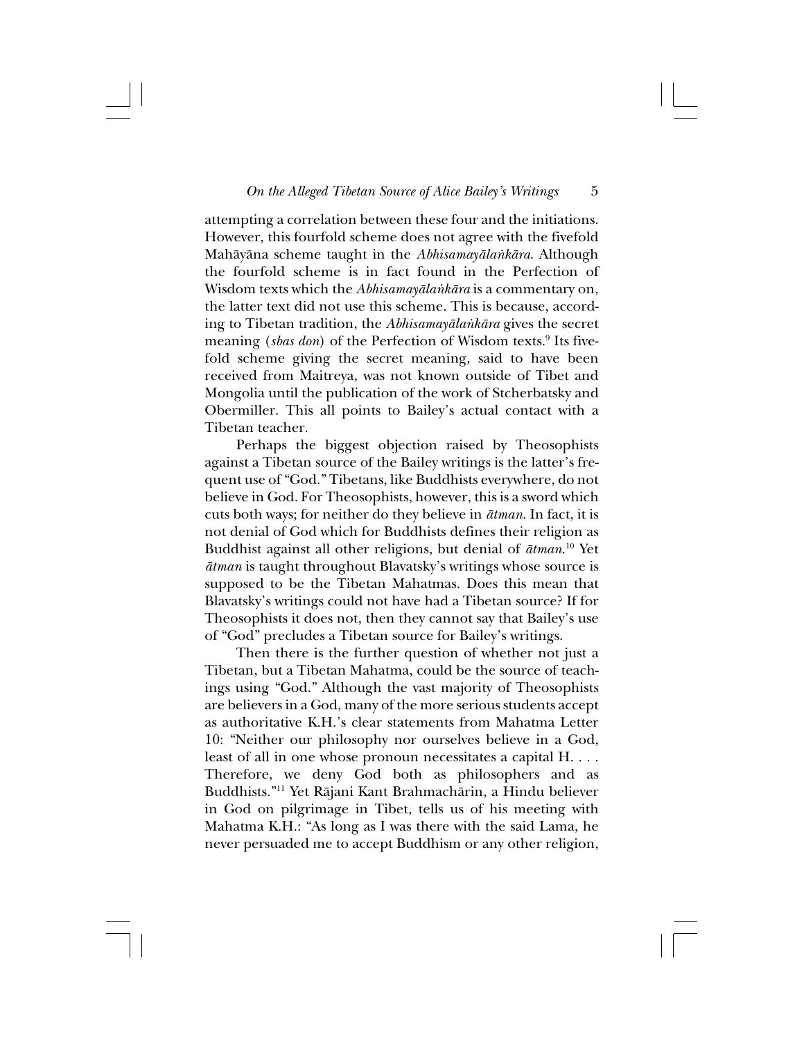attempting a correlation between these four and the initiations. However, this fourfold scheme does not agree with the fivefold Mahāyāna scheme taught in the *Abhisamayālaṅkāra*. Although the fourfold scheme is in fact found in the Perfection of Wisdom texts which the *Abhisamayālaṅkāra* is a commentary on, the latter text did not use this scheme. This is because, according to Tibetan tradition, the *Abhisamayālaṅkāra* gives the secret meaning (*sbas don*) of the Perfection of Wisdom texts.[9] Its fivefold scheme giving the secret meaning, said to have been received from Maitreya, was not known outside of Tibet and Mongolia until the publication of the work of Stcherbatsky and Obermiller. This all points to Bailey's actual contact with a Tibetan teacher.

Perhaps the biggest objection raised by Theosophists against a Tibetan source of the Bailey writings is the latter's frequent use of "God." Tibetans, like Buddhists everywhere, do not believe in God. For Theosophists, however, this is a sword which cuts both ways; for neither do they believe in *ātman*. In fact, it is not denial of God which for Buddhists defines their religion as Buddhist against all other religions, but denial of *ātman*.[10] Yet *ātman* is taught throughout Blavatsky's writings whose source is supposed to be the Tibetan Mahatmas. Does this mean that Blavatsky's writings could not have had a Tibetan source? If for Theosophists it does not, then they cannot say that Bailey's use of "God" precludes a Tibetan source for Bailey's writings.

Then there is the further question of whether not just a Tibetan, but a Tibetan Mahatma, could be the source of teachings using "God." Although the vast majority of Theosophists are believers in a God, many of the more serious students accept as authoritative K.H.'s clear statements from Mahatma Letter 10: "Neither our philosophy nor ourselves believe in a God, least of all in one whose pronoun necessitates a capital H. . . . Therefore, we deny God both as philosophers and as Buddhists."[11] Yet Rājani Kant Brahmachārin, a Hindu believer in God on pilgrimage in Tibet, tells us of his meeting with Mahatma K.H.: "As long as I was there with the said Lama, he never persuaded me to accept Buddhism or any other religion,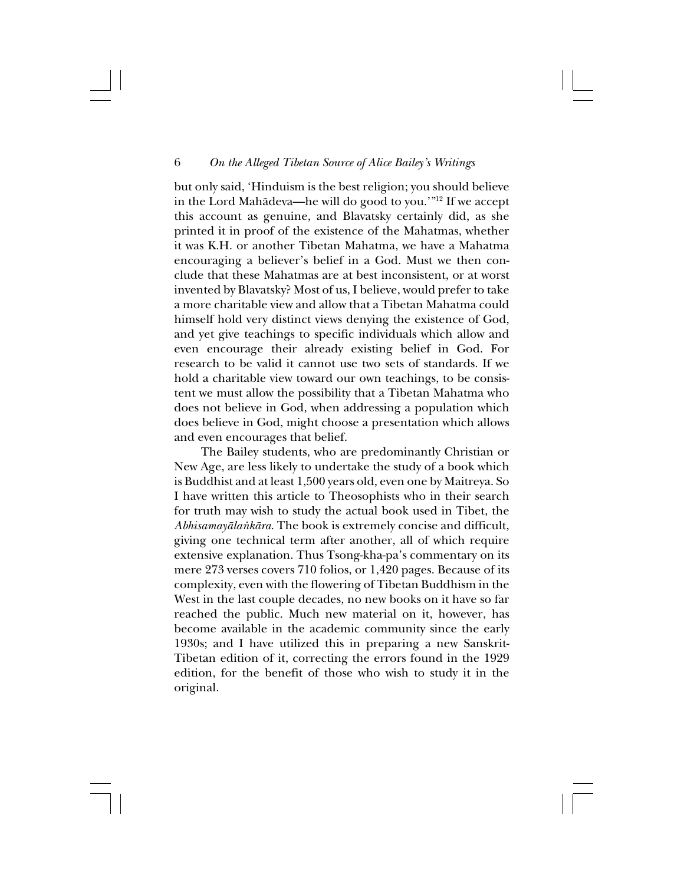but only said, 'Hinduism is the best religion; you should believe in the Lord Mahādeva—he will do good to you.'"[12] If we accept this account as genuine, and Blavatsky certainly did, as she printed it in proof of the existence of the Mahatmas, whether it was K.H. or another Tibetan Mahatma, we have a Mahatma encouraging a believer's belief in a God. Must we then conclude that these Mahatmas are at best inconsistent, or at worst invented by Blavatsky? Most of us, I believe, would prefer to take a more charitable view and allow that a Tibetan Mahatma could himself hold very distinct views denying the existence of God, and yet give teachings to specific individuals which allow and even encourage their already existing belief in God. For research to be valid it cannot use two sets of standards. If we hold a charitable view toward our own teachings, to be consistent we must allow the possibility that a Tibetan Mahatma who does not believe in God, when addressing a population which does believe in God, might choose a presentation which allows and even encourages that belief.

The Bailey students, who are predominantly Christian or New Age, are less likely to undertake the study of a book which is Buddhist and at least 1,500 years old, even one by Maitreya. So I have written this article to Theosophists who in their search for truth may wish to study the actual book used in Tibet, the *Abhisamayālaṅkāra*. The book is extremely concise and difficult, giving one technical term after another, all of which require extensive explanation. Thus Tsong-kha-pa's commentary on its mere 273 verses covers 710 folios, or 1,420 pages. Because of its complexity, even with the flowering of Tibetan Buddhism in the West in the last couple decades, no new books on it have so far reached the public. Much new material on it, however, has become available in the academic community since the early 1930s; and I have utilized this in preparing a new Sanskrit-Tibetan edition of it, correcting the errors found in the 1929 edition, for the benefit of those who wish to study it in the original.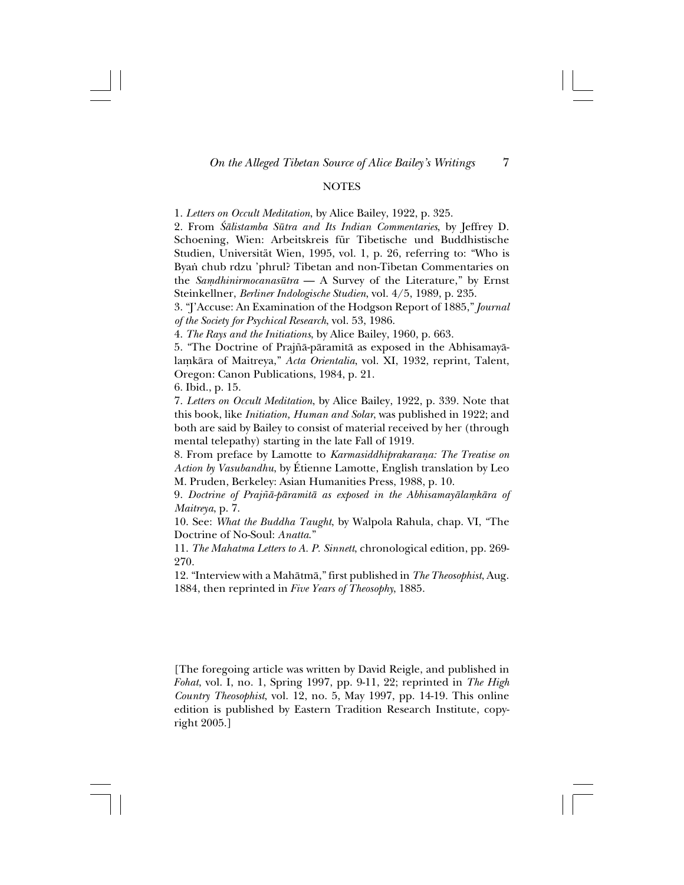## NOTES

1. *Letters on Occult Meditation*, by Alice Bailey, 1922, p. 325.

2. From *Śālistamba Sūtra and Its Indian Commentaries*, by Jeffrey D. Schoening, Wien: Arbeitskreis für Tibetische und Buddhistische Studien, Universität Wien, 1995, vol. 1, p. 26, referring to: "Who is Byaṅ chub rdzu 'phrul? Tibetan and non-Tibetan Commentaries on the *Saṃdhinirmocanasūtra* — A Survey of the Literature," by Ernst Steinkellner, *Berliner Indologische Studien*, vol. 4/5, 1989, p. 235.

3. "J'Accuse: An Examination of the Hodgson Report of 1885," *Journal of the Society for Psychical Research*, vol. 53, 1986.

4. *The Rays and the Initiations*, by Alice Bailey, 1960, p. 663.

5. "The Doctrine of Prajñā-pāramitā as exposed in the Abhisamayālaṃkāra of Maitreya," *Acta Orientalia*, vol. XI, 1932, reprint, Talent, Oregon: Canon Publications, 1984, p. 21.

6. Ibid., p. 15.

7. *Letters on Occult Meditation*, by Alice Bailey, 1922, p. 339. Note that this book, like *Initiation, Human and Solar*, was published in 1922; and both are said by Bailey to consist of material received by her (through mental telepathy) starting in the late Fall of 1919.

8. From preface by Lamotte to *Karmasiddhiprakaraṇa: The Treatise on Action by Vasubandhu*, by Étienne Lamotte, English translation by Leo M. Pruden, Berkeley: Asian Humanities Press, 1988, p. 10.

9. *Doctrine of Prajñā-pāramitā as exposed in the Abhisamayālaṃkāra of Maitreya*, p. 7.

10. See: *What the Buddha Taught*, by Walpola Rahula, chap. VI, "The Doctrine of No-Soul: *Anatta*."

11. *The Mahatma Letters to A. P. Sinnett*, chronological edition, pp. 269-270.

12. "Interview with a Mahātmā," first published in *The Theosophist*, Aug. 1884, then reprinted in *Five Years of Theosophy*, 1885.

[The foregoing article was written by David Reigle, and published in *Fohat*, vol. I, no. 1, Spring 1997, pp. 9-11, 22; reprinted in *The High Country Theosophist*, vol. 12, no. 5, May 1997, pp. 14-19. This online edition is published by Eastern Tradition Research Institute, copyright 2005.]